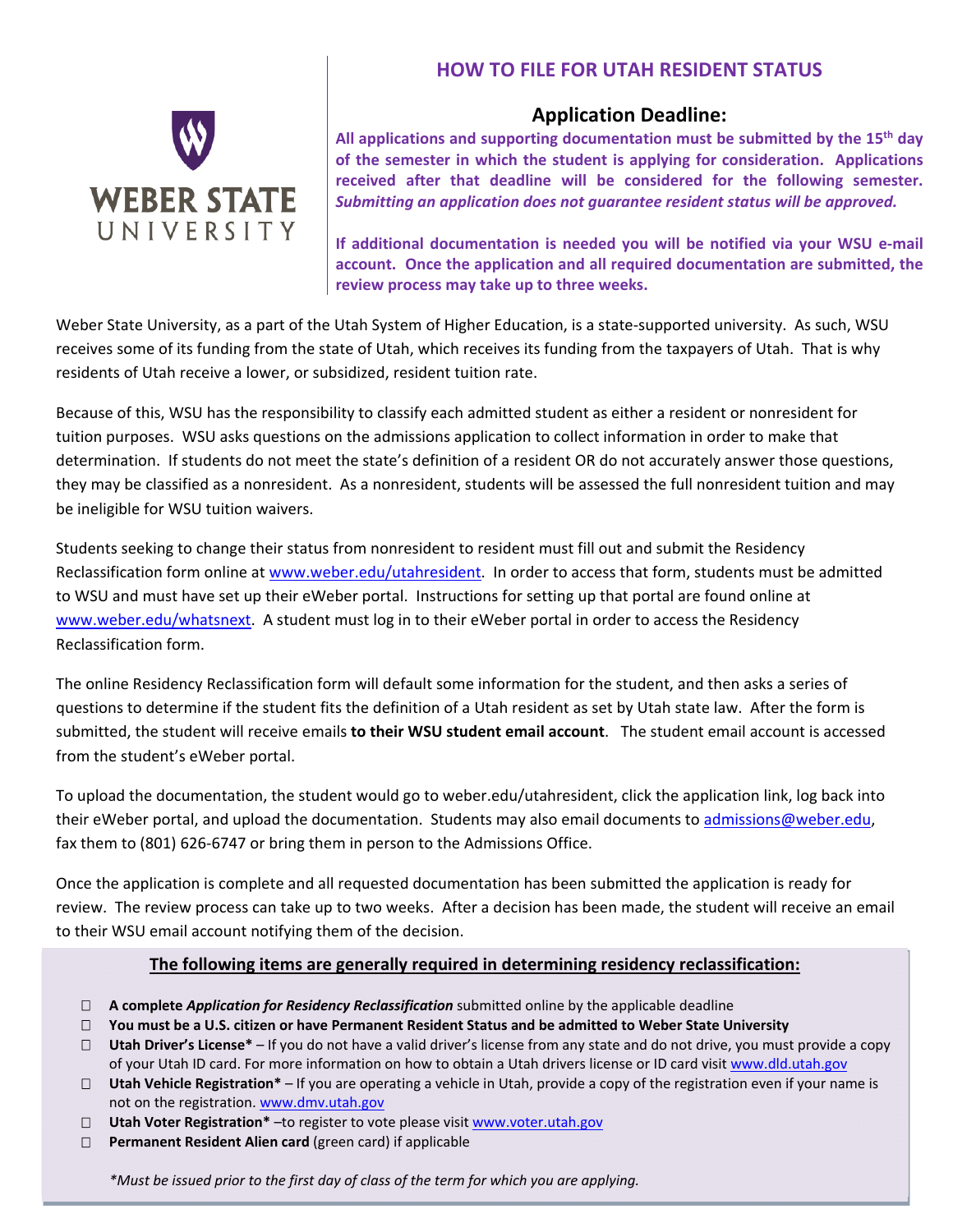WEBER STATE UNIVERSITY

# HOW TO FILE FOR UTAH RESIDENT STATUS

## Application Deadline:

**All applications and supporting documentation must be submitted by the 15th day of the semester in which the student is applying for consideration. Applications received after that deadline will be considered for the following semester.** ***Submitting an application does not guarantee resident status will be approved.***

**If additional documentation is needed you will be notified via your WSU e-mail account. Once the application and all required documentation are submitted, the review process may take up to three weeks.**

Weber State University, as a part of the Utah System of Higher Education, is a state-supported university. As such, WSU receives some of its funding from the state of Utah, which receives its funding from the taxpayers of Utah. That is why residents of Utah receive a lower, or subsidized, resident tuition rate.

Because of this, WSU has the responsibility to classify each admitted student as either a resident or nonresident for tuition purposes. WSU asks questions on the admissions application to collect information in order to make that determination. If students do not meet the state's definition of a resident OR do not accurately answer those questions, they may be classified as a nonresident. As a nonresident, students will be assessed the full nonresident tuition and may be ineligible for WSU tuition waivers.

Students seeking to change their status from nonresident to resident must fill out and submit the Residency Reclassification form online at www.weber.edu/utahresident. In order to access that form, students must be admitted to WSU and must have set up their eWeber portal. Instructions for setting up that portal are found online at www.weber.edu/whatsnext. A student must log in to their eWeber portal in order to access the Residency Reclassification form.

The online Residency Reclassification form will default some information for the student, and then asks a series of questions to determine if the student fits the definition of a Utah resident as set by Utah state law. After the form is submitted, the student will receive emails **to their WSU student email account**. The student email account is accessed from the student's eWeber portal.

To upload the documentation, the student would go to weber.edu/utahresident, click the application link, log back into their eWeber portal, and upload the documentation. Students may also email documents to admissions@weber.edu, fax them to (801) 626-6747 or bring them in person to the Admissions Office.

Once the application is complete and all requested documentation has been submitted the application is ready for review. The review process can take up to two weeks. After a decision has been made, the student will receive an email to their WSU email account notifying them of the decision.

### The following items are generally required in determining residency reclassification:

- ☐ **A complete *Application for Residency Reclassification*** submitted online by the applicable deadline
- ☐ **You must be a U.S. citizen or have Permanent Resident Status and be admitted to Weber State University**
- ☐ **Utah Driver's License*** – If you do not have a valid driver's license from any state and do not drive, you must provide a copy of your Utah ID card. For more information on how to obtain a Utah drivers license or ID card visit www.dld.utah.gov
- ☐ **Utah Vehicle Registration*** – If you are operating a vehicle in Utah, provide a copy of the registration even if your name is not on the registration. www.dmv.utah.gov
- ☐ **Utah Voter Registration*** –to register to vote please visit www.voter.utah.gov
- ☐ **Permanent Resident Alien card** (green card) if applicable

*\*Must be issued prior to the first day of class of the term for which you are applying.*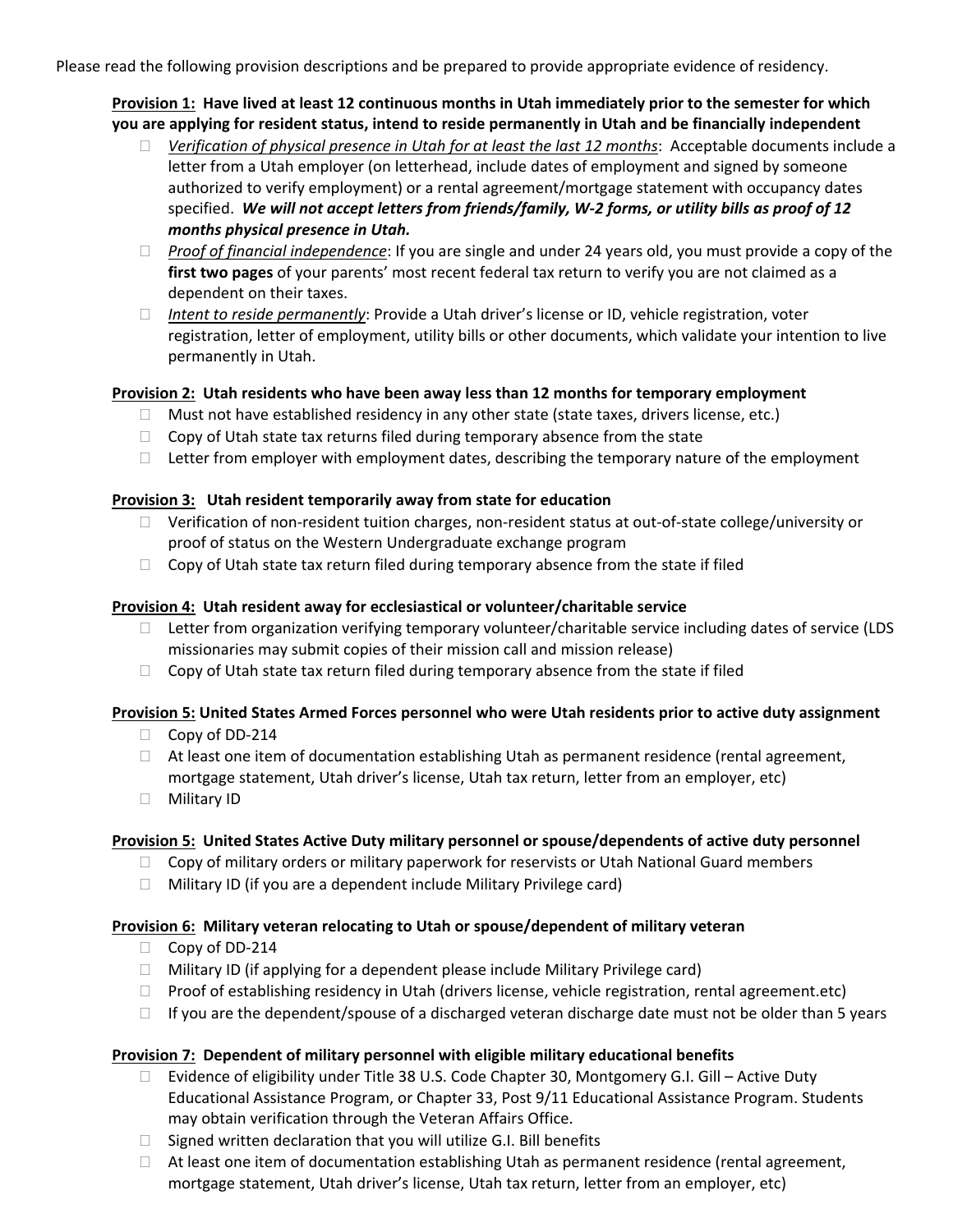Please read the following provision descriptions and be prepared to provide appropriate evidence of residency.

**Provision 1: Have lived at least 12 continuous months in Utah immediately prior to the semester for which you are applying for resident status, intend to reside permanently in Utah and be financially independent**

- *Verification of physical presence in Utah for at least the last 12 months*: Acceptable documents include a letter from a Utah employer (on letterhead, include dates of employment and signed by someone authorized to verify employment) or a rental agreement/mortgage statement with occupancy dates specified. ***We will not accept letters from friends/family, W-2 forms, or utility bills as proof of 12 months physical presence in Utah.***
- *Proof of financial independence*: If you are single and under 24 years old, you must provide a copy of the **first two pages** of your parents' most recent federal tax return to verify you are not claimed as a dependent on their taxes.
- *Intent to reside permanently*: Provide a Utah driver's license or ID, vehicle registration, voter registration, letter of employment, utility bills or other documents, which validate your intention to live permanently in Utah.

**Provision 2: Utah residents who have been away less than 12 months for temporary employment**

- Must not have established residency in any other state (state taxes, drivers license, etc.)
- Copy of Utah state tax returns filed during temporary absence from the state
- Letter from employer with employment dates, describing the temporary nature of the employment

**Provision 3: Utah resident temporarily away from state for education**

- Verification of non-resident tuition charges, non-resident status at out-of-state college/university or proof of status on the Western Undergraduate exchange program
- Copy of Utah state tax return filed during temporary absence from the state if filed

**Provision 4: Utah resident away for ecclesiastical or volunteer/charitable service**

- Letter from organization verifying temporary volunteer/charitable service including dates of service (LDS missionaries may submit copies of their mission call and mission release)
- Copy of Utah state tax return filed during temporary absence from the state if filed

**Provision 5: United States Armed Forces personnel who were Utah residents prior to active duty assignment**

- Copy of DD-214
- At least one item of documentation establishing Utah as permanent residence (rental agreement, mortgage statement, Utah driver's license, Utah tax return, letter from an employer, etc)
- Military ID

**Provision 5: United States Active Duty military personnel or spouse/dependents of active duty personnel**

- Copy of military orders or military paperwork for reservists or Utah National Guard members
- Military ID (if you are a dependent include Military Privilege card)

**Provision 6: Military veteran relocating to Utah or spouse/dependent of military veteran**

- Copy of DD-214
- Military ID (if applying for a dependent please include Military Privilege card)
- Proof of establishing residency in Utah (drivers license, vehicle registration, rental agreement.etc)
- If you are the dependent/spouse of a discharged veteran discharge date must not be older than 5 years

**Provision 7: Dependent of military personnel with eligible military educational benefits**

- Evidence of eligibility under Title 38 U.S. Code Chapter 30, Montgomery G.I. Gill – Active Duty Educational Assistance Program, or Chapter 33, Post 9/11 Educational Assistance Program. Students may obtain verification through the Veteran Affairs Office.
- Signed written declaration that you will utilize G.I. Bill benefits
- At least one item of documentation establishing Utah as permanent residence (rental agreement, mortgage statement, Utah driver's license, Utah tax return, letter from an employer, etc)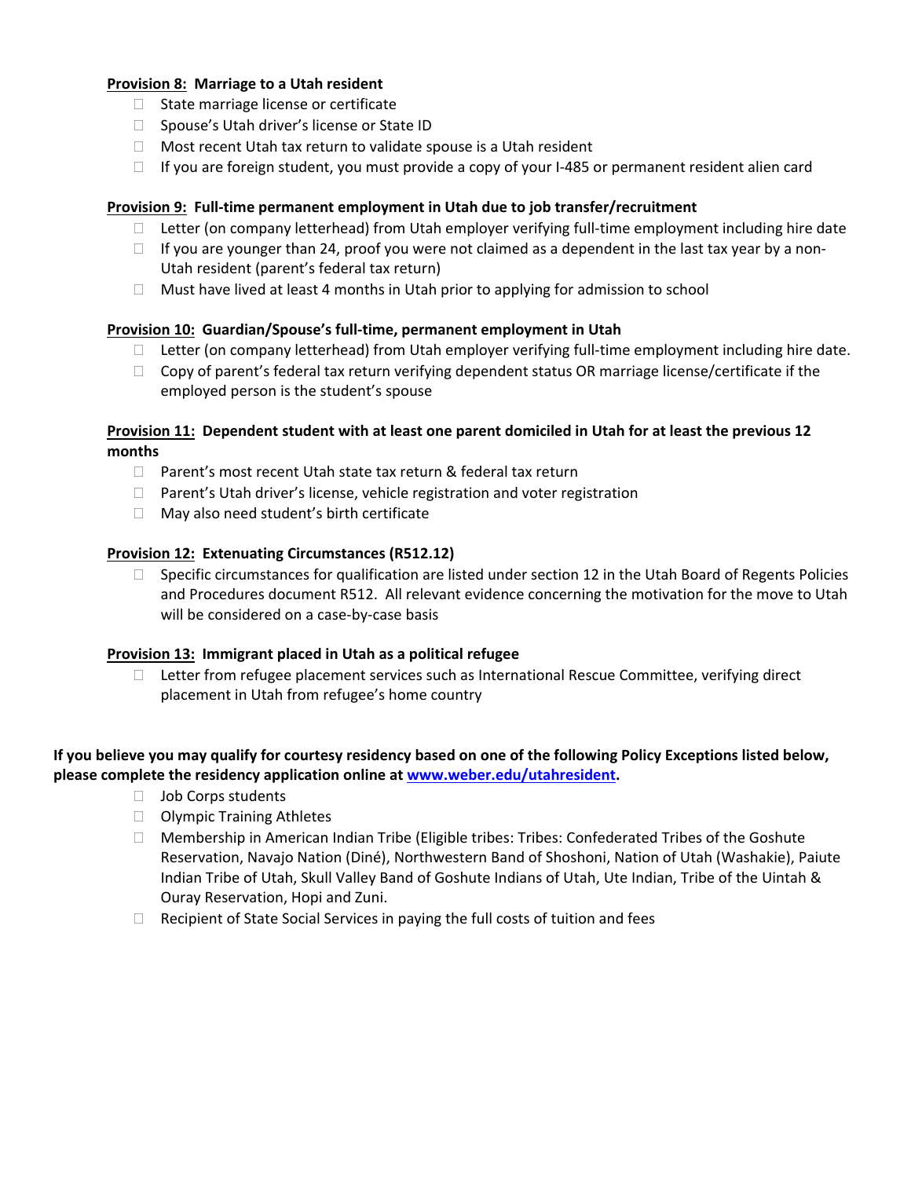**Provision 8: Marriage to a Utah resident**

- State marriage license or certificate
- Spouse's Utah driver's license or State ID
- Most recent Utah tax return to validate spouse is a Utah resident
- If you are foreign student, you must provide a copy of your I-485 or permanent resident alien card

**Provision 9: Full-time permanent employment in Utah due to job transfer/recruitment**

- Letter (on company letterhead) from Utah employer verifying full-time employment including hire date
- If you are younger than 24, proof you were not claimed as a dependent in the last tax year by a non-Utah resident (parent's federal tax return)
- Must have lived at least 4 months in Utah prior to applying for admission to school

**Provision 10: Guardian/Spouse's full-time, permanent employment in Utah**

- Letter (on company letterhead) from Utah employer verifying full-time employment including hire date.
- Copy of parent's federal tax return verifying dependent status OR marriage license/certificate if the employed person is the student's spouse

**Provision 11: Dependent student with at least one parent domiciled in Utah for at least the previous 12 months**

- Parent's most recent Utah state tax return & federal tax return
- Parent's Utah driver's license, vehicle registration and voter registration
- May also need student's birth certificate

**Provision 12: Extenuating Circumstances (R512.12)**

- Specific circumstances for qualification are listed under section 12 in the Utah Board of Regents Policies and Procedures document R512. All relevant evidence concerning the motivation for the move to Utah will be considered on a case-by-case basis

**Provision 13: Immigrant placed in Utah as a political refugee**

- Letter from refugee placement services such as International Rescue Committee, verifying direct placement in Utah from refugee's home country

**If you believe you may qualify for courtesy residency based on one of the following Policy Exceptions listed below, please complete the residency application online at [www.weber.edu/utahresident](www.weber.edu/utahresident).**

- Job Corps students
- Olympic Training Athletes
- Membership in American Indian Tribe (Eligible tribes: Tribes: Confederated Tribes of the Goshute Reservation, Navajo Nation (Diné), Northwestern Band of Shoshoni, Nation of Utah (Washakie), Paiute Indian Tribe of Utah, Skull Valley Band of Goshute Indians of Utah, Ute Indian, Tribe of the Uintah & Ouray Reservation, Hopi and Zuni.
- Recipient of State Social Services in paying the full costs of tuition and fees